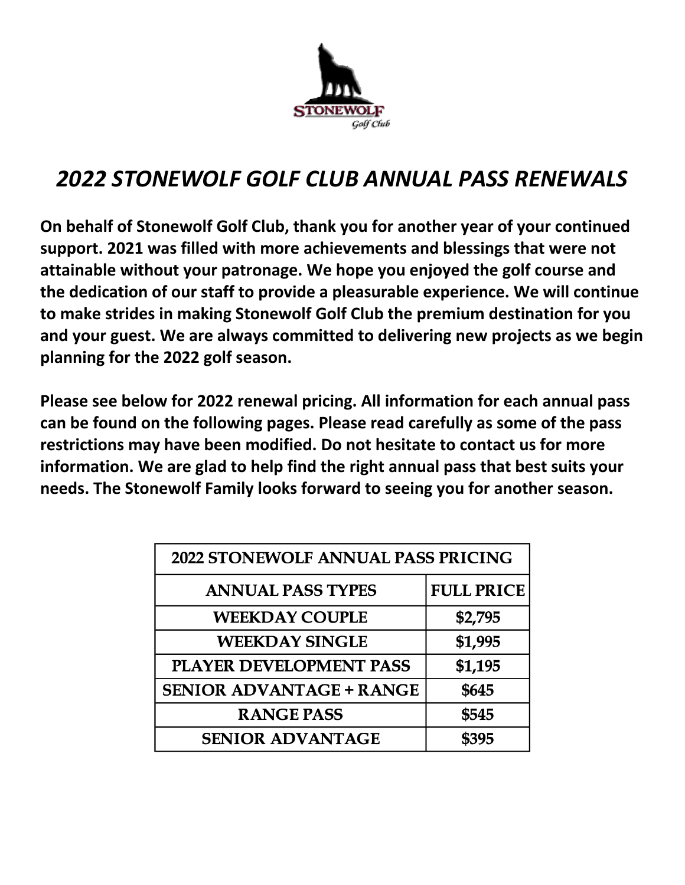STONEWOLF
Golf Club

# *2022 STONEWOLF GOLF CLUB ANNUAL PASS RENEWALS*

**On behalf of Stonewolf Golf Club, thank you for another year of your continued support. 2021 was filled with more achievements and blessings that were not attainable without your patronage. We hope you enjoyed the golf course and the dedication of our staff to provide a pleasurable experience. We will continue to make strides in making Stonewolf Golf Club the premium destination for you and your guest. We are always committed to delivering new projects as we begin planning for the 2022 golf season.**

**Please see below for 2022 renewal pricing. All information for each annual pass can be found on the following pages. Please read carefully as some of the pass restrictions may have been modified. Do not hesitate to contact us for more information. We are glad to help find the right annual pass that best suits your needs. The Stonewolf Family looks forward to seeing you for another season.**

| 2022 STONEWOLF ANNUAL PASS PRICING | |
|---|---|
| ANNUAL PASS TYPES | FULL PRICE |
| WEEKDAY COUPLE | $2,795 |
| WEEKDAY SINGLE | $1,995 |
| PLAYER DEVELOPMENT PASS | $1,195 |
| SENIOR ADVANTAGE + RANGE | $645 |
| RANGE PASS | $545 |
| SENIOR ADVANTAGE | $395 |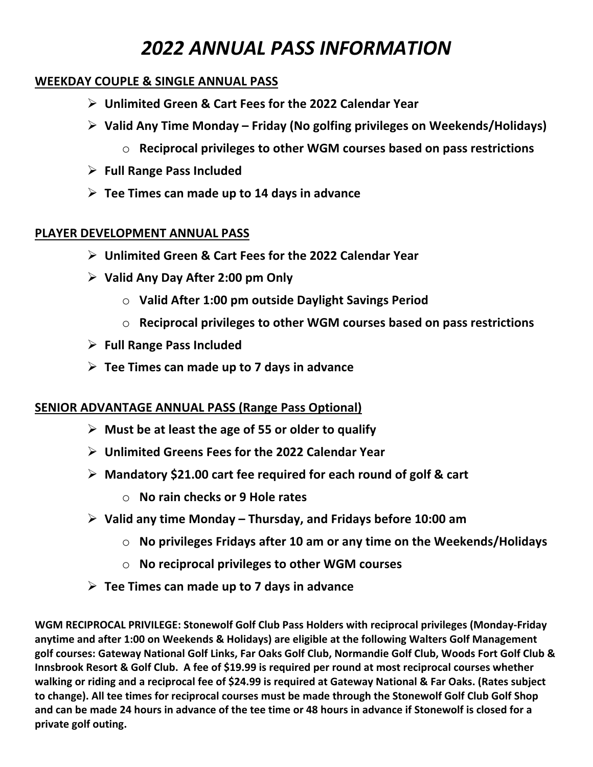# *2022 ANNUAL PASS INFORMATION*

## WEEKDAY COUPLE & SINGLE ANNUAL PASS

- **Unlimited Green & Cart Fees for the 2022 Calendar Year**
- **Valid Any Time Monday – Friday (No golfing privileges on Weekends/Holidays)**
  - **Reciprocal privileges to other WGM courses based on pass restrictions**
- **Full Range Pass Included**
- **Tee Times can made up to 14 days in advance**

## PLAYER DEVELOPMENT ANNUAL PASS

- **Unlimited Green & Cart Fees for the 2022 Calendar Year**
- **Valid Any Day After 2:00 pm Only**
  - **Valid After 1:00 pm outside Daylight Savings Period**
  - **Reciprocal privileges to other WGM courses based on pass restrictions**
- **Full Range Pass Included**
- **Tee Times can made up to 7 days in advance**

## SENIOR ADVANTAGE ANNUAL PASS (Range Pass Optional)

- **Must be at least the age of 55 or older to qualify**
- **Unlimited Greens Fees for the 2022 Calendar Year**
- **Mandatory $21.00 cart fee required for each round of golf & cart**
  - **No rain checks or 9 Hole rates**
- **Valid any time Monday – Thursday, and Fridays before 10:00 am**
  - **No privileges Fridays after 10 am or any time on the Weekends/Holidays**
  - **No reciprocal privileges to other WGM courses**
- **Tee Times can made up to 7 days in advance**

**WGM RECIPROCAL PRIVILEGE: Stonewolf Golf Club Pass Holders with reciprocal privileges (Monday-Friday anytime and after 1:00 on Weekends & Holidays) are eligible at the following Walters Golf Management golf courses: Gateway National Golf Links, Far Oaks Golf Club, Normandie Golf Club, Woods Fort Golf Club & Innsbrook Resort & Golf Club. A fee of $19.99 is required per round at most reciprocal courses whether walking or riding and a reciprocal fee of $24.99 is required at Gateway National & Far Oaks. (Rates subject to change). All tee times for reciprocal courses must be made through the Stonewolf Golf Club Golf Shop and can be made 24 hours in advance of the tee time or 48 hours in advance if Stonewolf is closed for a private golf outing.**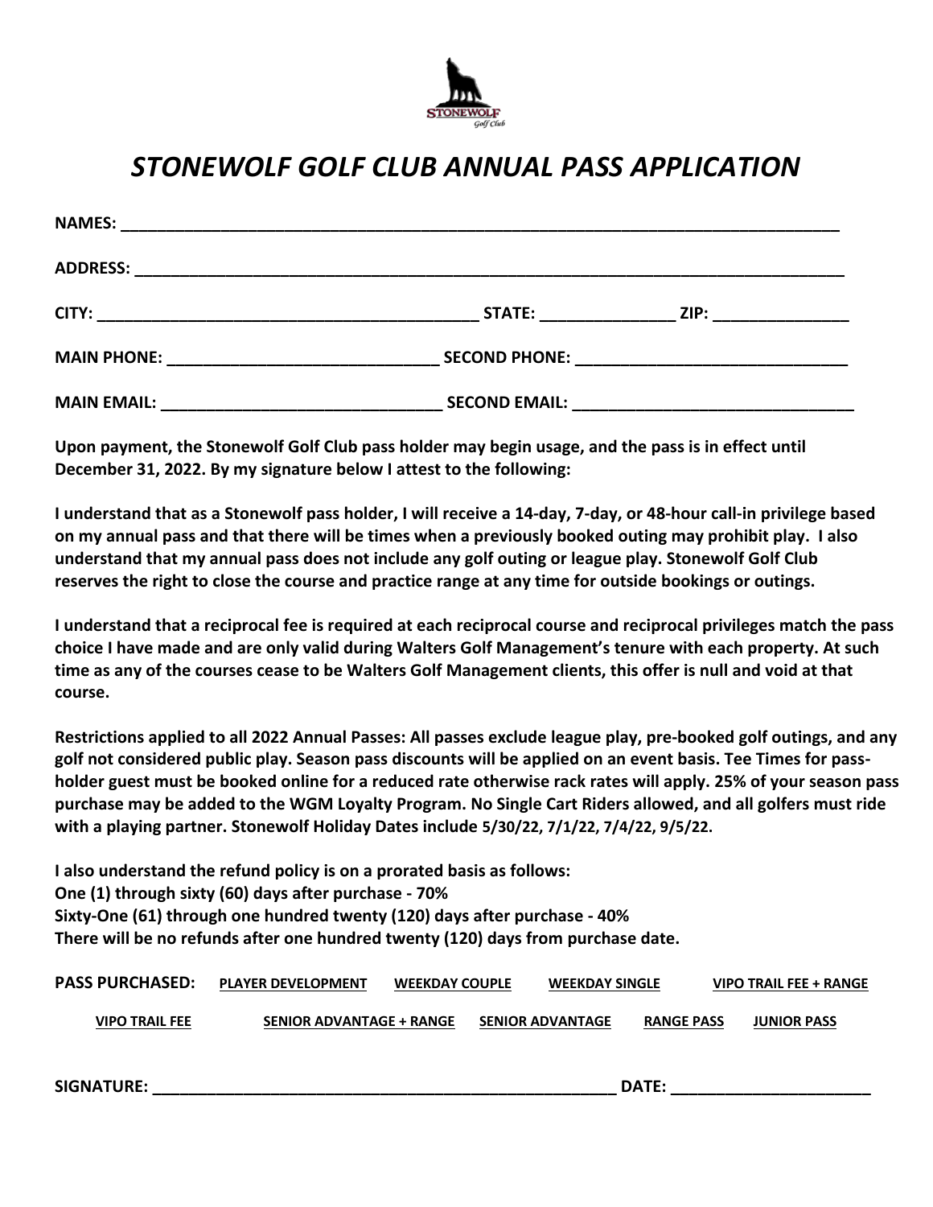# *STONEWOLF GOLF CLUB ANNUAL PASS APPLICATION*

**NAMES:** ______________________________________________________________________________

**ADDRESS:** ____________________________________________________________________________

**CITY:** ________________________________________ **STATE:** ______________ **ZIP:** ______________

**MAIN PHONE:** ____________________________ **SECOND PHONE:** ____________________________

**MAIN EMAIL:** _____________________________ **SECOND EMAIL:** _____________________________

**Upon payment, the Stonewolf Golf Club pass holder may begin usage, and the pass is in effect until December 31, 2022. By my signature below I attest to the following:**

**I understand that as a Stonewolf pass holder, I will receive a 14-day, 7-day, or 48-hour call-in privilege based on my annual pass and that there will be times when a previously booked outing may prohibit play. I also understand that my annual pass does not include any golf outing or league play. Stonewolf Golf Club reserves the right to close the course and practice range at any time for outside bookings or outings.**

**I understand that a reciprocal fee is required at each reciprocal course and reciprocal privileges match the pass choice I have made and are only valid during Walters Golf Management's tenure with each property. At such time as any of the courses cease to be Walters Golf Management clients, this offer is null and void at that course.**

**Restrictions applied to all 2022 Annual Passes: All passes exclude league play, pre-booked golf outings, and any golf not considered public play. Season pass discounts will be applied on an event basis. Tee Times for pass-holder guest must be booked online for a reduced rate otherwise rack rates will apply. 25% of your season pass purchase may be added to the WGM Loyalty Program. No Single Cart Riders allowed, and all golfers must ride with a playing partner. Stonewolf Holiday Dates include 5/30/22, 7/1/22, 7/4/22, 9/5/22.**

**I also understand the refund policy is on a prorated basis as follows:**
**One (1) through sixty (60) days after purchase - 70%**
**Sixty-One (61) through one hundred twenty (120) days after purchase - 40%**
**There will be no refunds after one hundred twenty (120) days from purchase date.**

**PASS PURCHASED:** PLAYER DEVELOPMENT    WEEKDAY COUPLE    WEEKDAY SINGLE    VIPO TRAIL FEE + RANGE

VIPO TRAIL FEE    SENIOR ADVANTAGE + RANGE    SENIOR ADVANTAGE    RANGE PASS    JUNIOR PASS

**SIGNATURE:** ____________________________________________________ **DATE:** ______________________